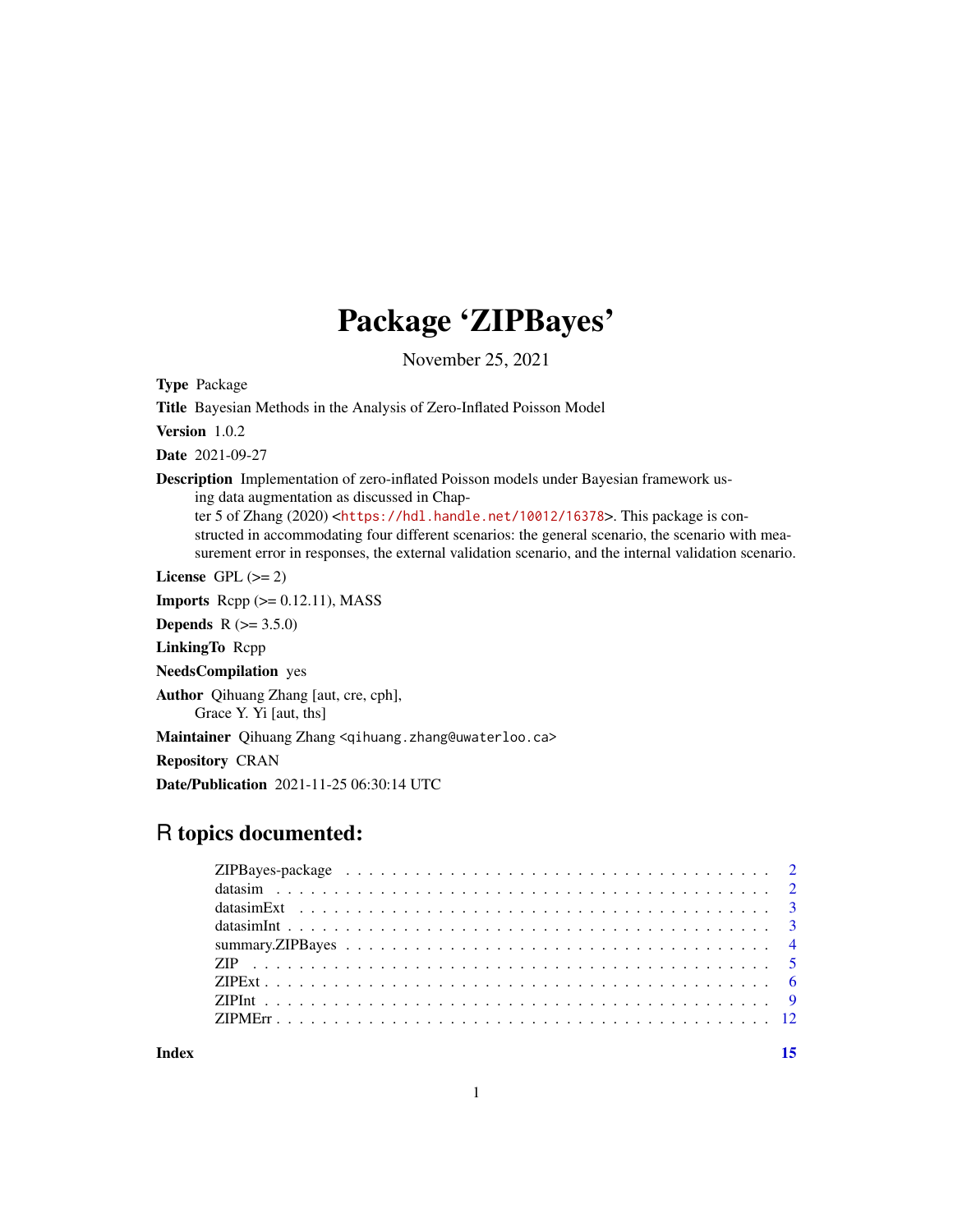# Package 'ZIPBayes'

November 25, 2021

**Type** Package

**Title** Bayesian Methods in the Analysis of Zero-Inflated Poisson Model

**Version** 1.0.2

**Date** 2021-09-27

**Description** Implementation of zero-inflated Poisson models under Bayesian framework using data augmentation as discussed in Chapter 5 of Zhang (2020) <https://hdl.handle.net/10012/16378>. This package is constructed in accommodating four different scenarios: the general scenario, the scenario with measurement error in responses, the external validation scenario, and the internal validation scenario.

**License** GPL (>= 2)

**Imports** Rcpp (>= 0.12.11), MASS

**Depends** R (>= 3.5.0)

**LinkingTo** Rcpp

**NeedsCompilation** yes

**Author** Qihuang Zhang [aut, cre, cph],
Grace Y. Yi [aut, ths]

**Maintainer** Qihuang Zhang <qihuang.zhang@uwaterloo.ca>

**Repository** CRAN

**Date/Publication** 2021-11-25 06:30:14 UTC

## R topics documented:

| | |
|---|---|
| ZIPBayes-package | 2 |
| datasim | 2 |
| datasimExt | 3 |
| datasimInt | 3 |
| summary.ZIPBayes | 4 |
| ZIP | 5 |
| ZIPExt | 6 |
| ZIPInt | 9 |
| ZIPMErr | 12 |
| **Index** | **15** |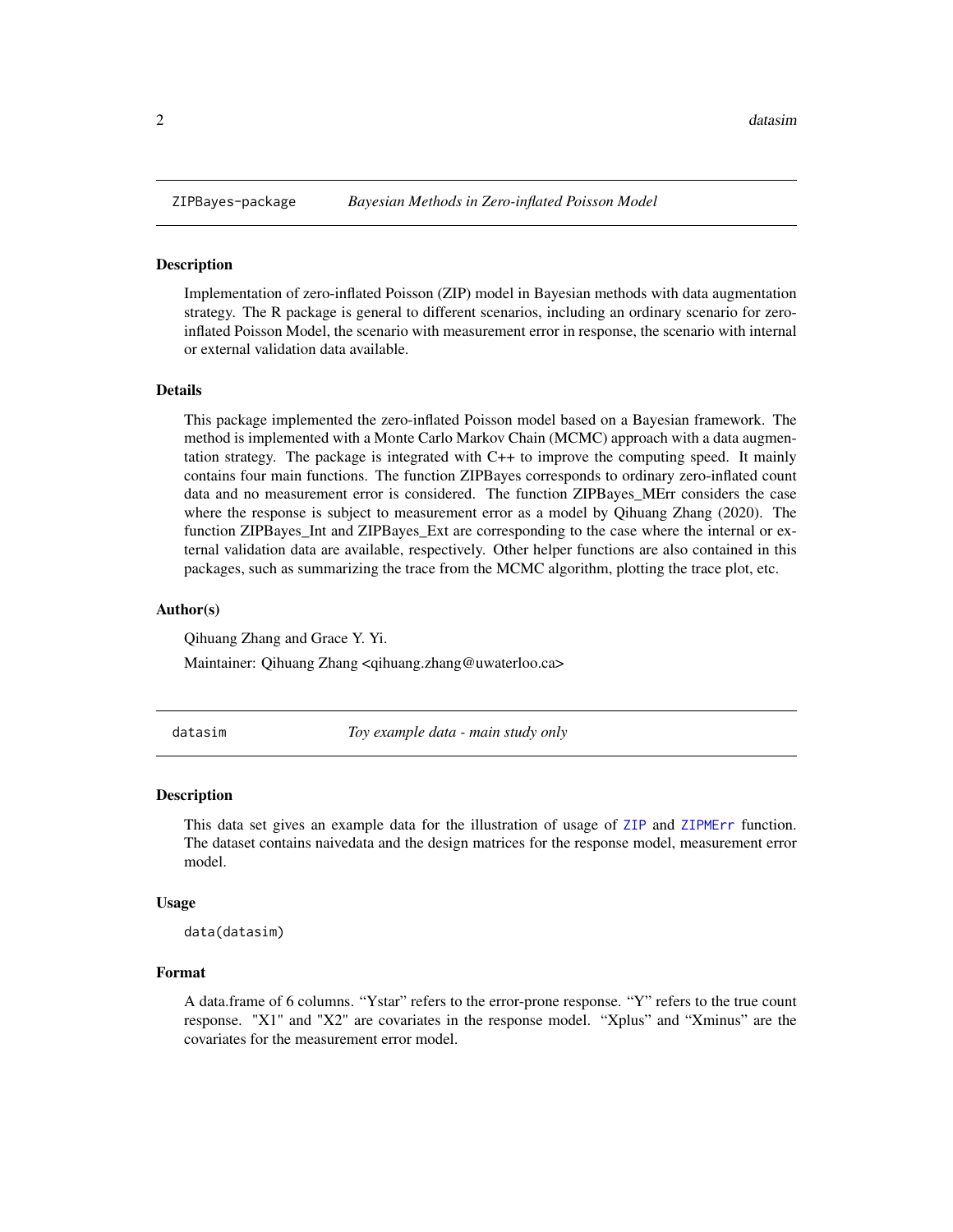## ZIPBayes-package — *Bayesian Methods in Zero-inflated Poisson Model*

### Description

Implementation of zero-inflated Poisson (ZIP) model in Bayesian methods with data augmentation strategy. The R package is general to different scenarios, including an ordinary scenario for zero-inflated Poisson Model, the scenario with measurement error in response, the scenario with internal or external validation data available.

### Details

This package implemented the zero-inflated Poisson model based on a Bayesian framework. The method is implemented with a Monte Carlo Markov Chain (MCMC) approach with a data augmentation strategy. The package is integrated with C++ to improve the computing speed. It mainly contains four main functions. The function ZIPBayes corresponds to ordinary zero-inflated count data and no measurement error is considered. The function ZIPBayes_MErr considers the case where the response is subject to measurement error as a model by Qihuang Zhang (2020). The function ZIPBayes_Int and ZIPBayes_Ext are corresponding to the case where the internal or external validation data are available, respectively. Other helper functions are also contained in this packages, such as summarizing the trace from the MCMC algorithm, plotting the trace plot, etc.

### Author(s)

Qihuang Zhang and Grace Y. Yi.

Maintainer: Qihuang Zhang <qihuang.zhang@uwaterloo.ca>

## datasim — *Toy example data - main study only*

### Description

This data set gives an example data for the illustration of usage of `ZIP` and `ZIPMErr` function. The dataset contains naivedata and the design matrices for the response model, measurement error model.

### Usage

```
data(datasim)
```

### Format

A data.frame of 6 columns. "Ystar" refers to the error-prone response. "Y" refers to the true count response. "X1" and "X2" are covariates in the response model. "Xplus" and "Xminus" are the covariates for the measurement error model.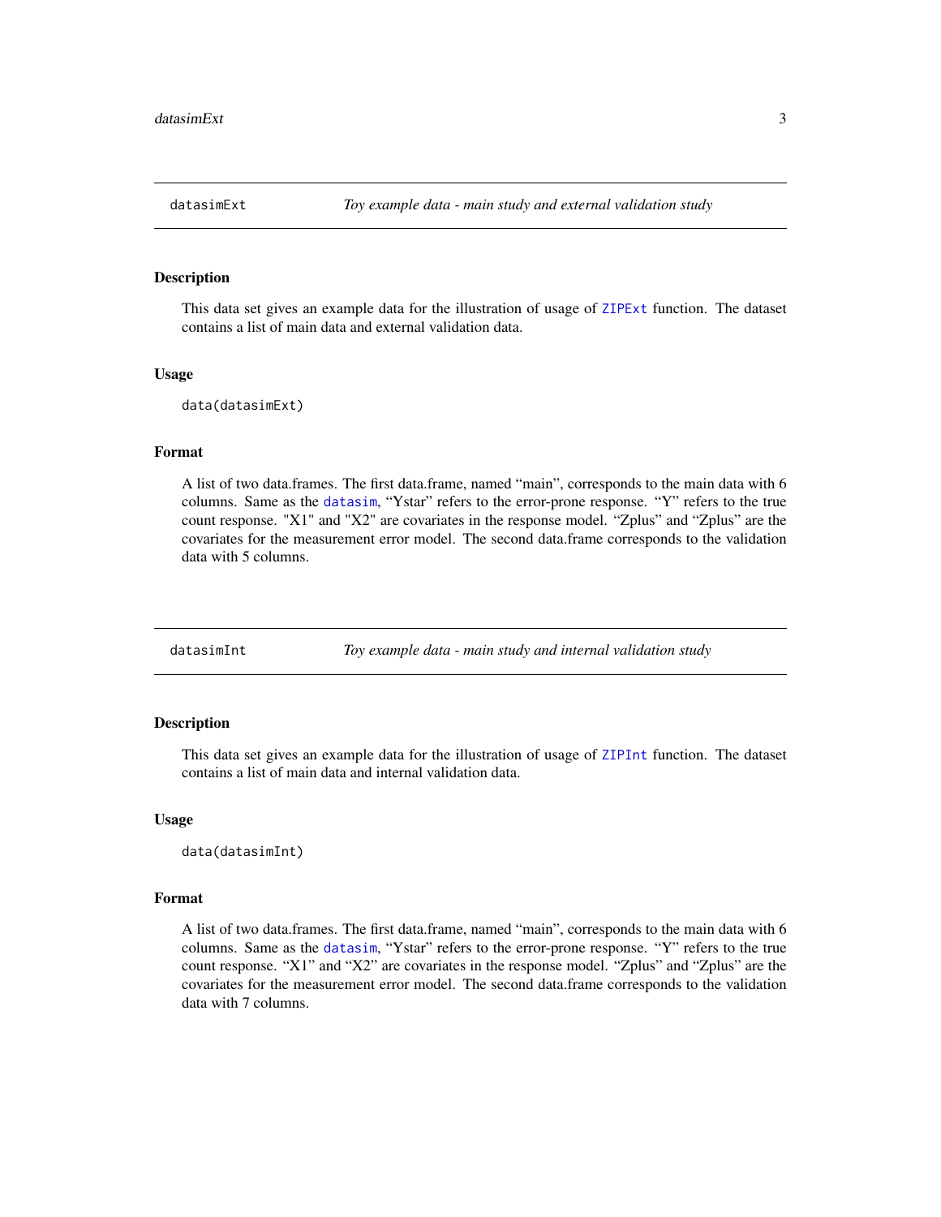## datasimExt — *Toy example data - main study and external validation study*

### Description

This data set gives an example data for the illustration of usage of ZIPExt function. The dataset contains a list of main data and external validation data.

### Usage

```
data(datasimExt)
```

### Format

A list of two data.frames. The first data.frame, named "main", corresponds to the main data with 6 columns. Same as the datasim, "Ystar" refers to the error-prone response. "Y" refers to the true count response. "X1" and "X2" are covariates in the response model. "Zplus" and "Zplus" are the covariates for the measurement error model. The second data.frame corresponds to the validation data with 5 columns.

## datasimInt — *Toy example data - main study and internal validation study*

### Description

This data set gives an example data for the illustration of usage of ZIPInt function. The dataset contains a list of main data and internal validation data.

### Usage

```
data(datasimInt)
```

### Format

A list of two data.frames. The first data.frame, named "main", corresponds to the main data with 6 columns. Same as the datasim, "Ystar" refers to the error-prone response. "Y" refers to the true count response. "X1" and "X2" are covariates in the response model. "Zplus" and "Zplus" are the covariates for the measurement error model. The second data.frame corresponds to the validation data with 7 columns.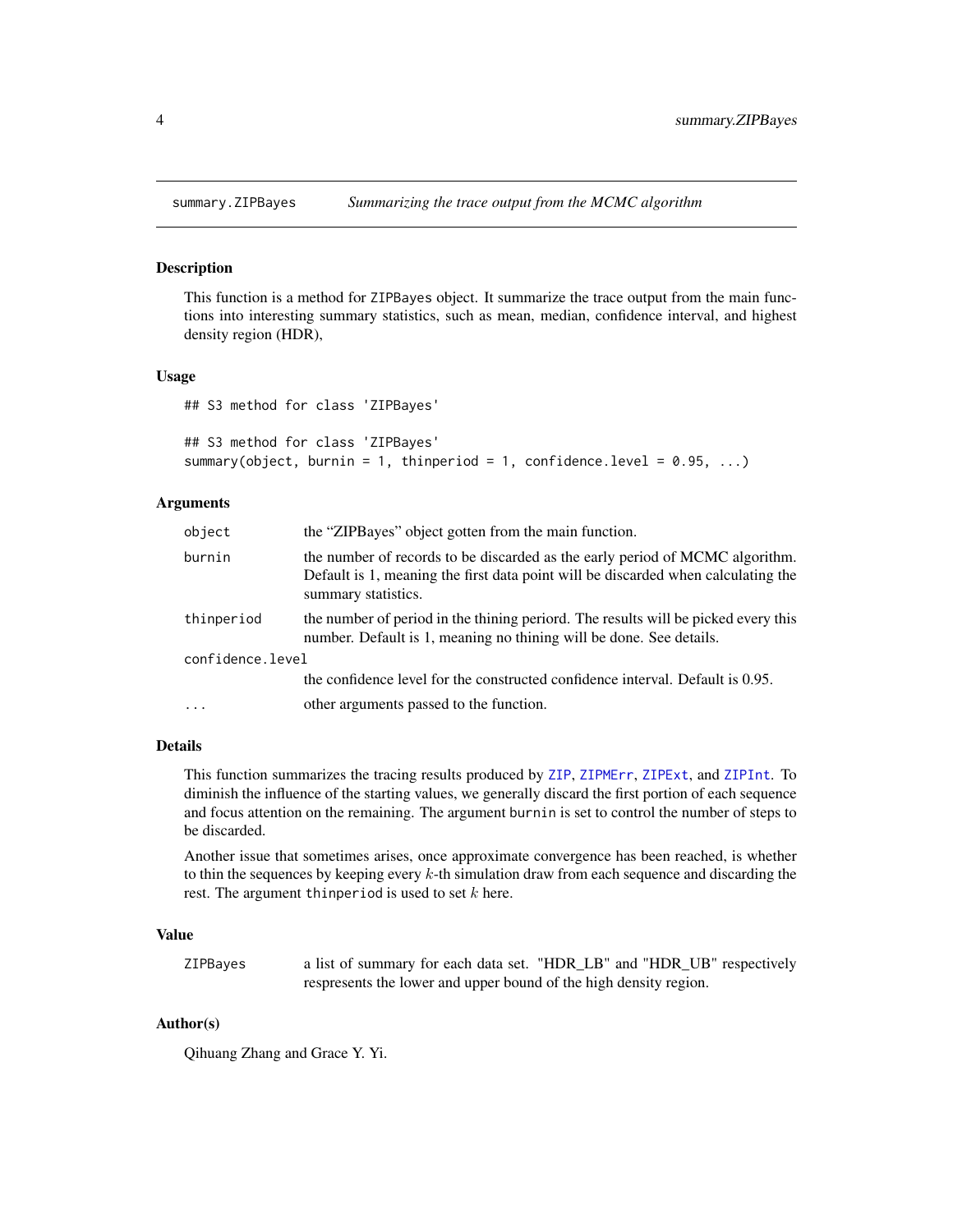# summary.ZIPBayes    *Summarizing the trace output from the MCMC algorithm*

## Description

This function is a method for ZIPBayes object. It summarize the trace output from the main functions into interesting summary statistics, such as mean, median, confidence interval, and highest density region (HDR),

## Usage

```
## S3 method for class 'ZIPBayes'

## S3 method for class 'ZIPBayes'
summary(object, burnin = 1, thinperiod = 1, confidence.level = 0.95, ...)
```

## Arguments

| | |
|---|---|
| `object` | the "ZIPBayes" object gotten from the main function. |
| `burnin` | the number of records to be discarded as the early period of MCMC algorithm. Default is 1, meaning the first data point will be discarded when calculating the summary statistics. |
| `thinperiod` | the number of period in the thining periord. The results will be picked every this number. Default is 1, meaning no thining will be done. See details. |
| `confidence.level` | the confidence level for the constructed confidence interval. Default is 0.95. |
| `...` | other arguments passed to the function. |

## Details

This function summarizes the tracing results produced by ZIP, ZIPMErr, ZIPExt, and ZIPInt. To diminish the influence of the starting values, we generally discard the first portion of each sequence and focus attention on the remaining. The argument burnin is set to control the number of steps to be discarded.

Another issue that sometimes arises, once approximate convergence has been reached, is whether to thin the sequences by keeping every $k$-th simulation draw from each sequence and discarding the rest. The argument thinperiod is used to set $k$ here.

## Value

| | |
|---|---|
| `ZIPBayes` | a list of summary for each data set. "HDR_LB" and "HDR_UB" respectively respresents the lower and upper bound of the high density region. |

## Author(s)

Qihuang Zhang and Grace Y. Yi.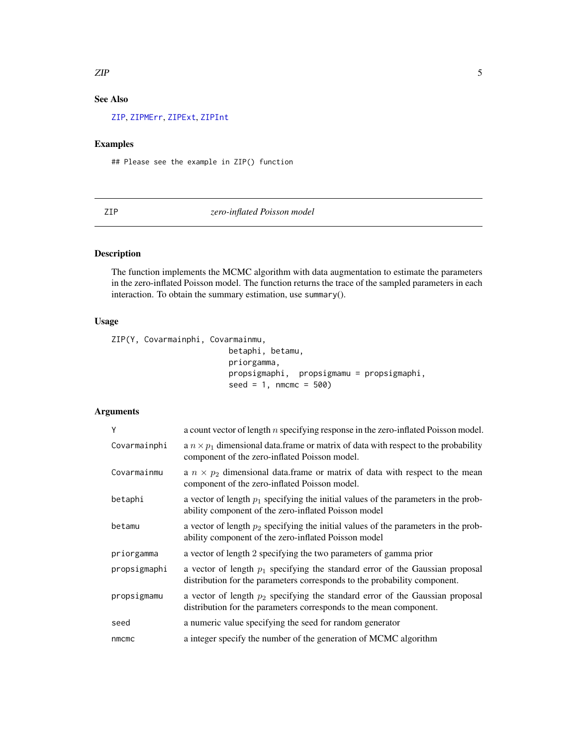## See Also

ZIP, ZIPMErr, ZIPExt, ZIPInt

## Examples

```
## Please see the example in ZIP() function
```

---

## ZIP *zero-inflated Poisson model*

---

### Description

The function implements the MCMC algorithm with data augmentation to estimate the parameters in the zero-inflated Poisson model. The function returns the trace of the sampled parameters in each interaction. To obtain the summary estimation, use `summary()`.

### Usage

```
ZIP(Y, Covarmainphi, Covarmainmu,
                        betaphi, betamu,
                        priorgamma,
                        propsigmaphi,  propsigmamu = propsigmaphi,
                        seed = 1, nmcmc = 500)
```

### Arguments

| | |
|---|---|
| Y | a count vector of length $n$ specifying response in the zero-inflated Poisson model. |
| Covarmainphi | a $n \times p_1$ dimensional data.frame or matrix of data with respect to the probability component of the zero-inflated Poisson model. |
| Covarmainmu | a $n \times p_2$ dimensional data.frame or matrix of data with respect to the mean component of the zero-inflated Poisson model. |
| betaphi | a vector of length $p_1$ specifying the initial values of the parameters in the probability component of the zero-inflated Poisson model |
| betamu | a vector of length $p_2$ specifying the initial values of the parameters in the probability component of the zero-inflated Poisson model |
| priorgamma | a vector of length 2 specifying the two parameters of gamma prior |
| propsigmaphi | a vector of length $p_1$ specifying the standard error of the Gaussian proposal distribution for the parameters corresponds to the probability component. |
| propsigmamu | a vector of length $p_2$ specifying the standard error of the Gaussian proposal distribution for the parameters corresponds to the mean component. |
| seed | a numeric value specifying the seed for random generator |
| nmcmc | a integer specify the number of the generation of MCMC algorithm |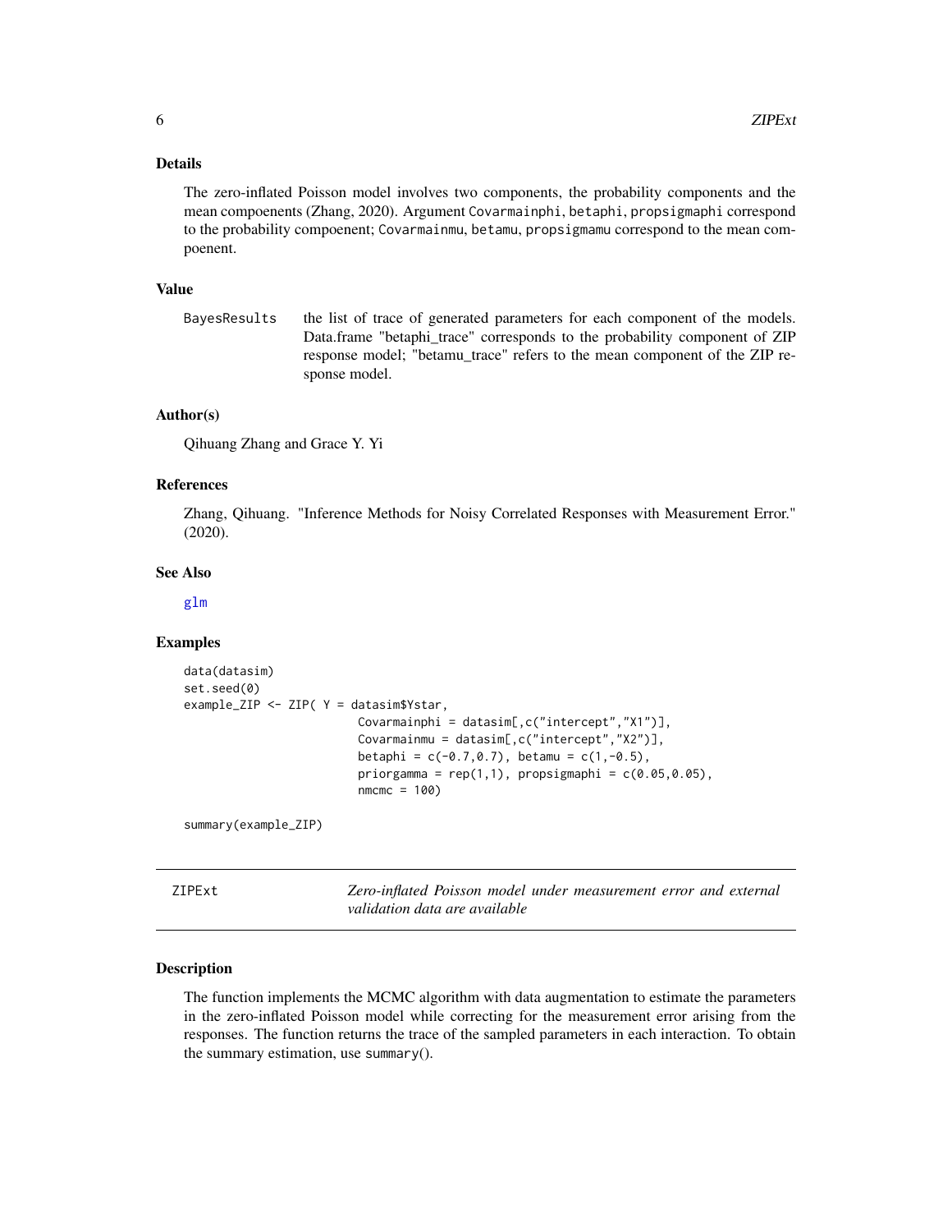### Details

The zero-inflated Poisson model involves two components, the probability components and the mean compoenents (Zhang, 2020). Argument Covarmainphi, betaphi, propsigmaphi correspond to the probability compoenent; Covarmainmu, betamu, propsigmamu correspond to the mean compoenent.

### Value

BayesResults — the list of trace of generated parameters for each component of the models. Data.frame "betaphi_trace" corresponds to the probability component of ZIP response model; "betamu_trace" refers to the mean component of the ZIP response model.

### Author(s)

Qihuang Zhang and Grace Y. Yi

### References

Zhang, Qihuang. "Inference Methods for Noisy Correlated Responses with Measurement Error." (2020).

### See Also

glm

### Examples

```
data(datasim)
set.seed(0)
example_ZIP <- ZIP( Y = datasim$Ystar,
                         Covarmainphi = datasim[,c("intercept","X1")],
                         Covarmainmu = datasim[,c("intercept","X2")],
                         betaphi = c(-0.7,0.7), betamu = c(1,-0.5),
                         priorgamma = rep(1,1), propsigmaphi = c(0.05,0.05),
                         nmcmc = 100)

summary(example_ZIP)
```

---

## ZIPExt — *Zero-inflated Poisson model under measurement error and external validation data are available*

### Description

The function implements the MCMC algorithm with data augmentation to estimate the parameters in the zero-inflated Poisson model while correcting for the measurement error arising from the responses. The function returns the trace of the sampled parameters in each interaction. To obtain the summary estimation, use summary().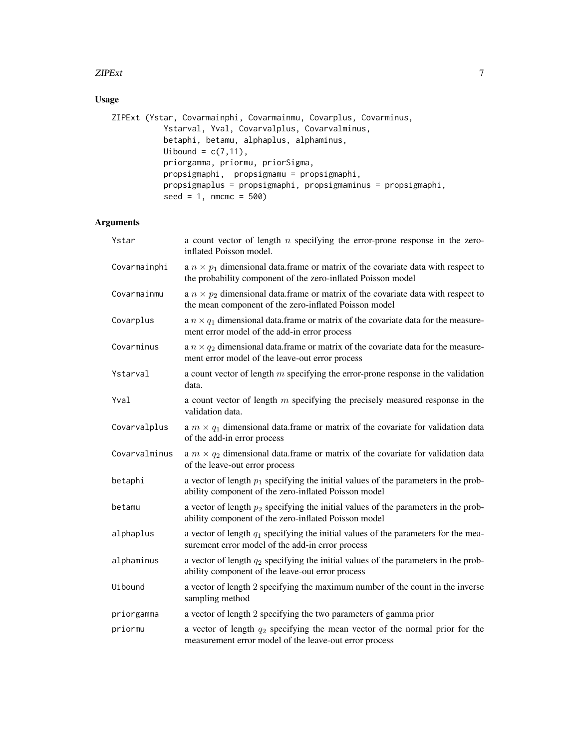## Usage

```
ZIPExt (Ystar, Covarmainphi, Covarmainmu, Covarplus, Covarminus,
          Ystarval, Yval, Covarvalplus, Covarvalminus,
          betaphi, betamu, alphaplus, alphaminus,
          Uibound = c(7,11),
          priorgamma, priormu, priorSigma,
          propsigmaphi,  propsigmamu = propsigmaphi,
          propsigmaplus = propsigmaphi, propsigmaminus = propsigmaphi,
          seed = 1, nmcmc = 500)
```

## Arguments

| | |
|---|---|
| Ystar | a count vector of length $n$ specifying the error-prone response in the zero-inflated Poisson model. |
| Covarmainphi | a $n \times p_1$ dimensional data.frame or matrix of the covariate data with respect to the probability component of the zero-inflated Poisson model |
| Covarmainmu | a $n \times p_2$ dimensional data.frame or matrix of the covariate data with respect to the mean component of the zero-inflated Poisson model |
| Covarplus | a $n \times q_1$ dimensional data.frame or matrix of the covariate data for the measurement error model of the add-in error process |
| Covarminus | a $n \times q_2$ dimensional data.frame or matrix of the covariate data for the measurement error model of the leave-out error process |
| Ystarval | a count vector of length $m$ specifying the error-prone response in the validation data. |
| Yval | a count vector of length $m$ specifying the precisely measured response in the validation data. |
| Covarvalplus | a $m \times q_1$ dimensional data.frame or matrix of the covariate for validation data of the add-in error process |
| Covarvalminus | a $m \times q_2$ dimensional data.frame or matrix of the covariate for validation data of the leave-out error process |
| betaphi | a vector of length $p_1$ specifying the initial values of the parameters in the probability component of the zero-inflated Poisson model |
| betamu | a vector of length $p_2$ specifying the initial values of the parameters in the probability component of the zero-inflated Poisson model |
| alphaplus | a vector of length $q_1$ specifying the initial values of the parameters for the measurement error model of the add-in error process |
| alphaminus | a vector of length $q_2$ specifying the initial values of the parameters in the probability component of the leave-out error process |
| Uibound | a vector of length 2 specifying the maximum number of the count in the inverse sampling method |
| priorgamma | a vector of length 2 specifying the two parameters of gamma prior |
| priormu | a vector of length $q_2$ specifying the mean vector of the normal prior for the measurement error model of the leave-out error process |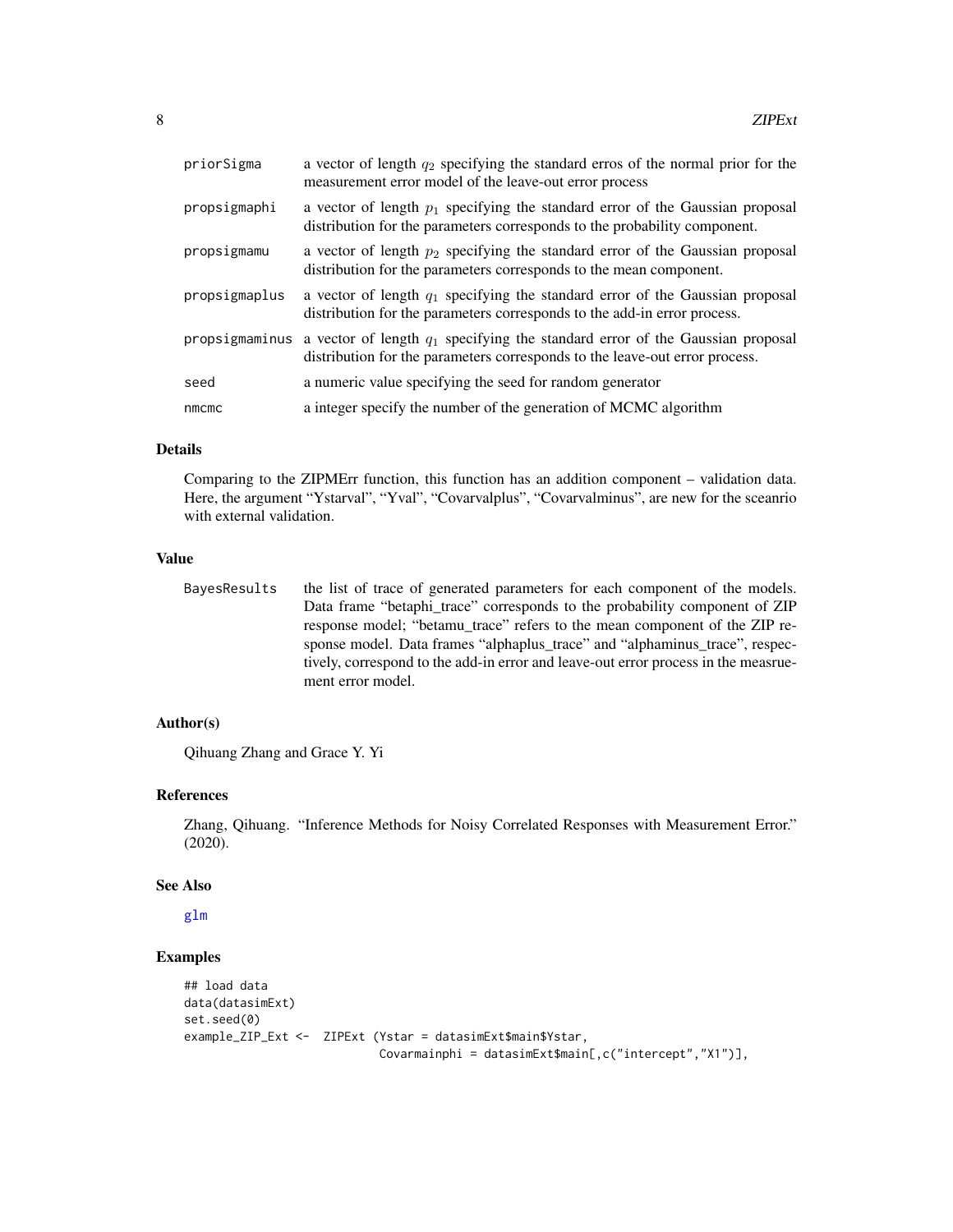| | |
|---|---|
| priorSigma | a vector of length $q_2$ specifying the standard erros of the normal prior for the measurement error model of the leave-out error process |
| propsigmaphi | a vector of length $p_1$ specifying the standard error of the Gaussian proposal distribution for the parameters corresponds to the probability component. |
| propsigmamu | a vector of length $p_2$ specifying the standard error of the Gaussian proposal distribution for the parameters corresponds to the mean component. |
| propsigmaplus | a vector of length $q_1$ specifying the standard error of the Gaussian proposal distribution for the parameters corresponds to the add-in error process. |
| propsigmaminus | a vector of length $q_1$ specifying the standard error of the Gaussian proposal distribution for the parameters corresponds to the leave-out error process. |
| seed | a numeric value specifying the seed for random generator |
| nmcmc | a integer specify the number of the generation of MCMC algorithm |

### Details

Comparing to the ZIPMErr function, this function has an addition component – validation data. Here, the argument "Ystarval", "Yval", "Covarvalplus", "Covarvalminus", are new for the sceanrio with external validation.

### Value

| | |
|---|---|
| BayesResults | the list of trace of generated parameters for each component of the models. Data frame "betaphi_trace" corresponds to the probability component of ZIP response model; "betamu_trace" refers to the mean component of the ZIP response model. Data frames "alphaplus_trace" and "alphaminus_trace", respectively, correspond to the add-in error and leave-out error process in the measruement error model. |

### Author(s)

Qihuang Zhang and Grace Y. Yi

### References

Zhang, Qihuang. "Inference Methods for Noisy Correlated Responses with Measurement Error." (2020).

### See Also

glm

### Examples

```
## load data
data(datasimExt)
set.seed(0)
example_ZIP_Ext <-  ZIPExt (Ystar = datasimExt$main$Ystar,
                            Covarmainphi = datasimExt$main[,c("intercept","X1")],
```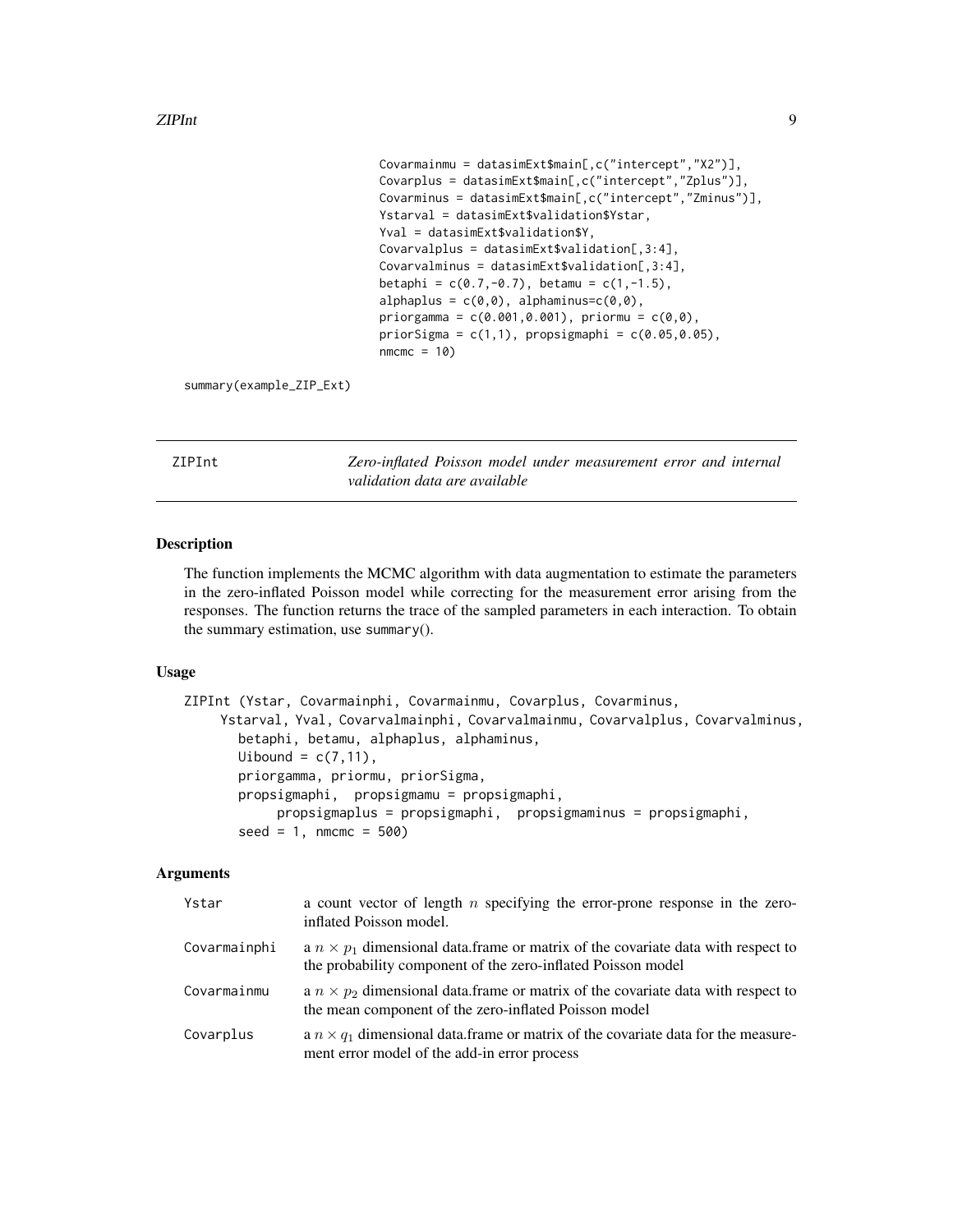```
                             Covarmainmu = datasimExt$main[,c("intercept","X2")],
                             Covarplus = datasimExt$main[,c("intercept","Zplus")],
                             Covarminus = datasimExt$main[,c("intercept","Zminus")],
                             Ystarval = datasimExt$validation$Ystar,
                             Yval = datasimExt$validation$Y,
                             Covarvalplus = datasimExt$validation[,3:4],
                             Covarvalminus = datasimExt$validation[,3:4],
                             betaphi = c(0.7,-0.7), betamu = c(1,-1.5),
                             alphaplus = c(0,0), alphaminus=c(0,0),
                             priorgamma = c(0.001,0.001), priormu = c(0,0),
                             priorSigma = c(1,1), propsigmaphi = c(0.05,0.05),
                             nmcmc = 10)

summary(example_ZIP_Ext)
```

## ZIPInt

*Zero-inflated Poisson model under measurement error and internal validation data are available*

### Description

The function implements the MCMC algorithm with data augmentation to estimate the parameters in the zero-inflated Poisson model while correcting for the measurement error arising from the responses. The function returns the trace of the sampled parameters in each interaction. To obtain the summary estimation, use `summary()`.

### Usage

```
ZIPInt (Ystar, Covarmainphi, Covarmainmu, Covarplus, Covarminus,
     Ystarval, Yval, Covarvalmainphi, Covarvalmainmu, Covarvalplus, Covarvalminus,
       betaphi, betamu, alphaplus, alphaminus,
       Uibound = c(7,11),
       priorgamma, priormu, priorSigma,
       propsigmaphi,  propsigmamu = propsigmaphi,
            propsigmaplus = propsigmaphi,  propsigmaminus = propsigmaphi,
       seed = 1, nmcmc = 500)
```

### Arguments

| | |
|---|---|
| `Ystar` | a count vector of length $n$ specifying the error-prone response in the zero-inflated Poisson model. |
| `Covarmainphi` | a $n \times p_1$ dimensional data.frame or matrix of the covariate data with respect to the probability component of the zero-inflated Poisson model |
| `Covarmainmu` | a $n \times p_2$ dimensional data.frame or matrix of the covariate data with respect to the mean component of the zero-inflated Poisson model |
| `Covarplus` | a $n \times q_1$ dimensional data.frame or matrix of the covariate data for the measurement error model of the add-in error process |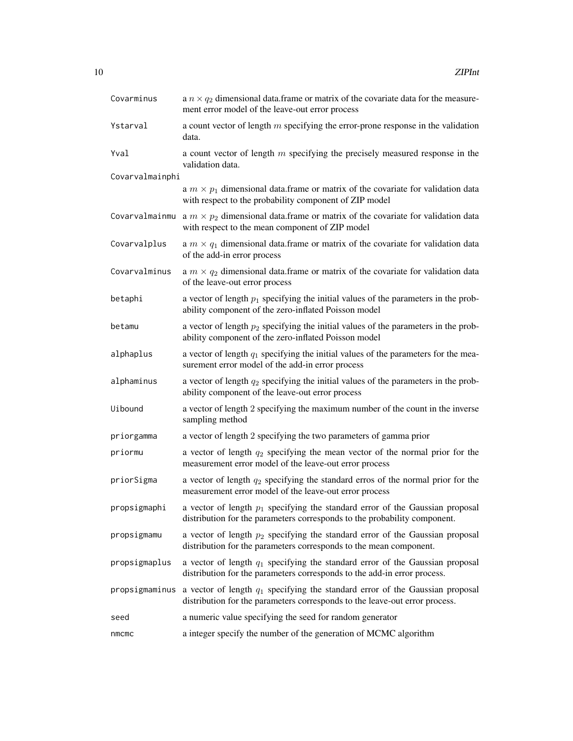| | |
|---|---|
| Covarminus | a $n \times q_2$ dimensional data.frame or matrix of the covariate data for the measurement error model of the leave-out error process |
| Ystarval | a count vector of length $m$ specifying the error-prone response in the validation data. |
| Yval | a count vector of length $m$ specifying the precisely measured response in the validation data. |
| Covarvalmainphi | a $m \times p_1$ dimensional data.frame or matrix of the covariate for validation data with respect to the probability component of ZIP model |
| Covarvalmainmu | a $m \times p_2$ dimensional data.frame or matrix of the covariate for validation data with respect to the mean component of ZIP model |
| Covarvalplus | a $m \times q_1$ dimensional data.frame or matrix of the covariate for validation data of the add-in error process |
| Covarvalminus | a $m \times q_2$ dimensional data.frame or matrix of the covariate for validation data of the leave-out error process |
| betaphi | a vector of length $p_1$ specifying the initial values of the parameters in the probability component of the zero-inflated Poisson model |
| betamu | a vector of length $p_2$ specifying the initial values of the parameters in the probability component of the zero-inflated Poisson model |
| alphaplus | a vector of length $q_1$ specifying the initial values of the parameters for the measurement error model of the add-in error process |
| alphaminus | a vector of length $q_2$ specifying the initial values of the parameters in the probability component of the leave-out error process |
| Uibound | a vector of length 2 specifying the maximum number of the count in the inverse sampling method |
| priorgamma | a vector of length 2 specifying the two parameters of gamma prior |
| priormu | a vector of length $q_2$ specifying the mean vector of the normal prior for the measurement error model of the leave-out error process |
| priorSigma | a vector of length $q_2$ specifying the standard erros of the normal prior for the measurement error model of the leave-out error process |
| propsigmaphi | a vector of length $p_1$ specifying the standard error of the Gaussian proposal distribution for the parameters corresponds to the probability component. |
| propsigmamu | a vector of length $p_2$ specifying the standard error of the Gaussian proposal distribution for the parameters corresponds to the mean component. |
| propsigmaplus | a vector of length $q_1$ specifying the standard error of the Gaussian proposal distribution for the parameters corresponds to the add-in error process. |
| propsigmaminus | a vector of length $q_1$ specifying the standard error of the Gaussian proposal distribution for the parameters corresponds to the leave-out error process. |
| seed | a numeric value specifying the seed for random generator |
| nmcmc | a integer specify the number of the generation of MCMC algorithm |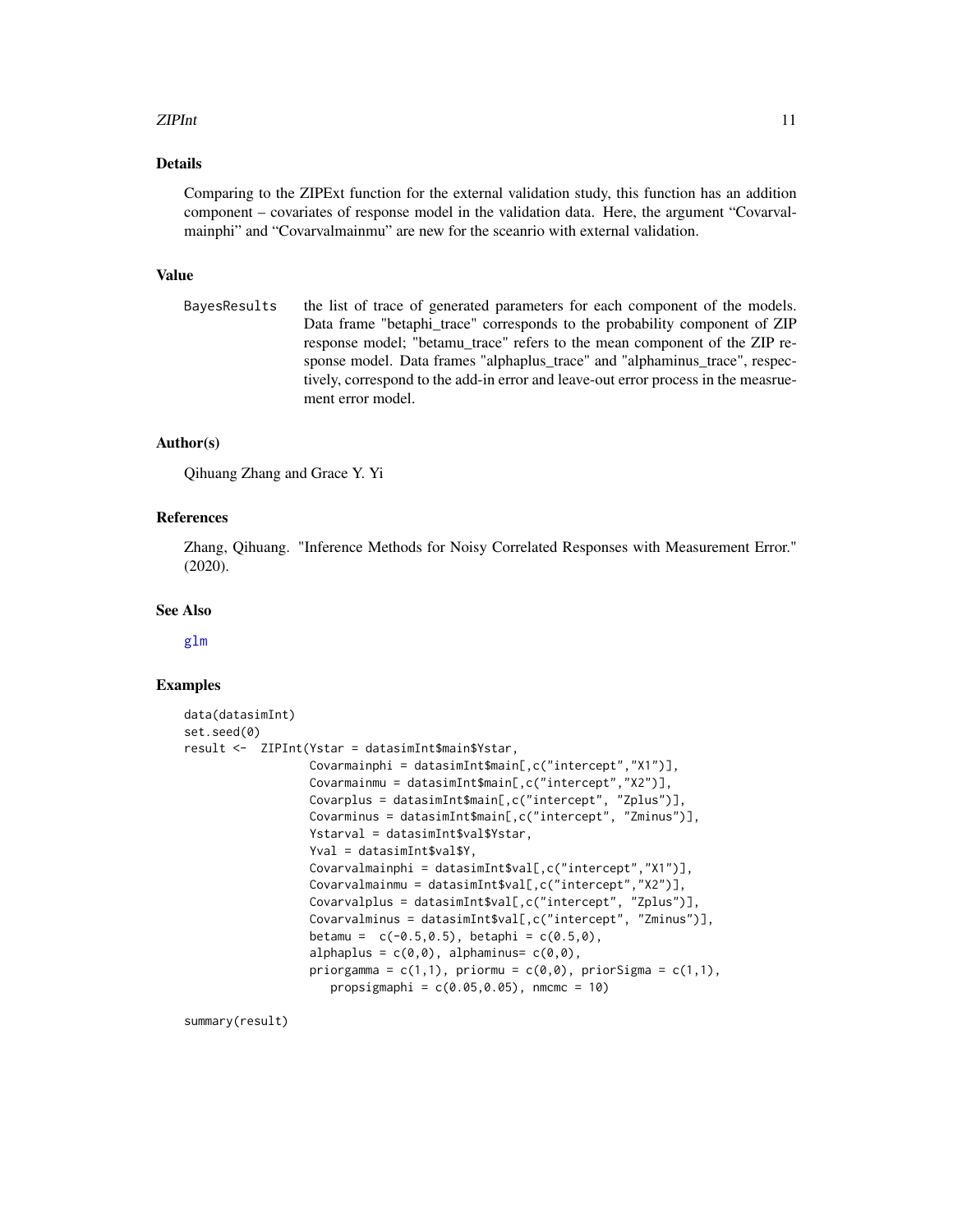## Details

Comparing to the ZIPExt function for the external validation study, this function has an addition component – covariates of response model in the validation data. Here, the argument "Covarvalmainphi" and "Covarvalmainmu" are new for the sceanrio with external validation.

## Value

BayesResults the list of trace of generated parameters for each component of the models. Data frame "betaphi_trace" corresponds to the probability component of ZIP response model; "betamu_trace" refers to the mean component of the ZIP response model. Data frames "alphaplus_trace" and "alphaminus_trace", respectively, correspond to the add-in error and leave-out error process in the measruement error model.

## Author(s)

Qihuang Zhang and Grace Y. Yi

## References

Zhang, Qihuang. "Inference Methods for Noisy Correlated Responses with Measurement Error." (2020).

## See Also

glm

## Examples

```
data(datasimInt)
set.seed(0)
result <-  ZIPInt(Ystar = datasimInt$main$Ystar,
                  Covarmainphi = datasimInt$main[,c("intercept","X1")],
                  Covarmainmu = datasimInt$main[,c("intercept","X2")],
                  Covarplus = datasimInt$main[,c("intercept", "Zplus")],
                  Covarminus = datasimInt$main[,c("intercept", "Zminus")],
                  Ystarval = datasimInt$val$Ystar,
                  Yval = datasimInt$val$Y,
                  Covarvalmainphi = datasimInt$val[,c("intercept","X1")],
                  Covarvalmainmu = datasimInt$val[,c("intercept","X2")],
                  Covarvalplus = datasimInt$val[,c("intercept", "Zplus")],
                  Covarvalminus = datasimInt$val[,c("intercept", "Zminus")],
                  betamu =  c(-0.5,0.5), betaphi = c(0.5,0),
                  alphaplus = c(0,0), alphaminus= c(0,0),
                  priorgamma = c(1,1), priormu = c(0,0), priorSigma = c(1,1),
                     propsigmaphi = c(0.05,0.05), nmcmc = 10)

summary(result)
```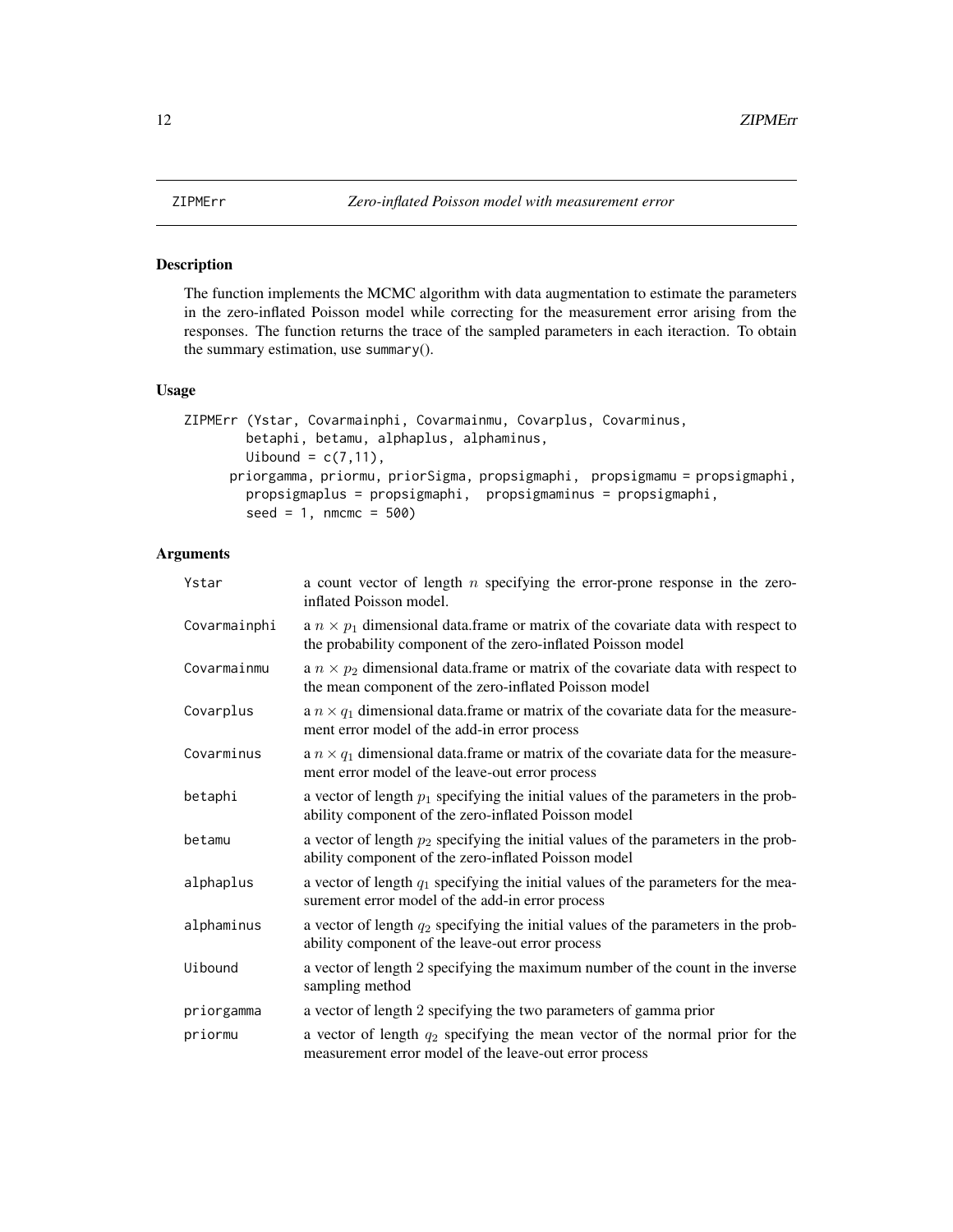## ZIPMErr — *Zero-inflated Poisson model with measurement error*

### Description

The function implements the MCMC algorithm with data augmentation to estimate the parameters in the zero-inflated Poisson model while correcting for the measurement error arising from the responses. The function returns the trace of the sampled parameters in each iteraction. To obtain the summary estimation, use summary().

### Usage

```
ZIPMErr (Ystar, Covarmainphi, Covarmainmu, Covarplus, Covarminus,
        betaphi, betamu, alphaplus, alphaminus,
        Uibound = c(7,11),
      priorgamma, priormu, priorSigma, propsigmaphi,  propsigmamu = propsigmaphi,
        propsigmaplus = propsigmaphi,  propsigmaminus = propsigmaphi,
        seed = 1, nmcmc = 500)
```

### Arguments

| | |
|---|---|
| Ystar | a count vector of length $n$ specifying the error-prone response in the zero-inflated Poisson model. |
| Covarmainphi | a $n \times p_1$ dimensional data.frame or matrix of the covariate data with respect to the probability component of the zero-inflated Poisson model |
| Covarmainmu | a $n \times p_2$ dimensional data.frame or matrix of the covariate data with respect to the mean component of the zero-inflated Poisson model |
| Covarplus | a $n \times q_1$ dimensional data.frame or matrix of the covariate data for the measurement error model of the add-in error process |
| Covarminus | a $n \times q_1$ dimensional data.frame or matrix of the covariate data for the measurement error model of the leave-out error process |
| betaphi | a vector of length $p_1$ specifying the initial values of the parameters in the probability component of the zero-inflated Poisson model |
| betamu | a vector of length $p_2$ specifying the initial values of the parameters in the probability component of the zero-inflated Poisson model |
| alphaplus | a vector of length $q_1$ specifying the initial values of the parameters for the measurement error model of the add-in error process |
| alphaminus | a vector of length $q_2$ specifying the initial values of the parameters in the probability component of the leave-out error process |
| Uibound | a vector of length 2 specifying the maximum number of the count in the inverse sampling method |
| priorgamma | a vector of length 2 specifying the two parameters of gamma prior |
| priormu | a vector of length $q_2$ specifying the mean vector of the normal prior for the measurement error model of the leave-out error process |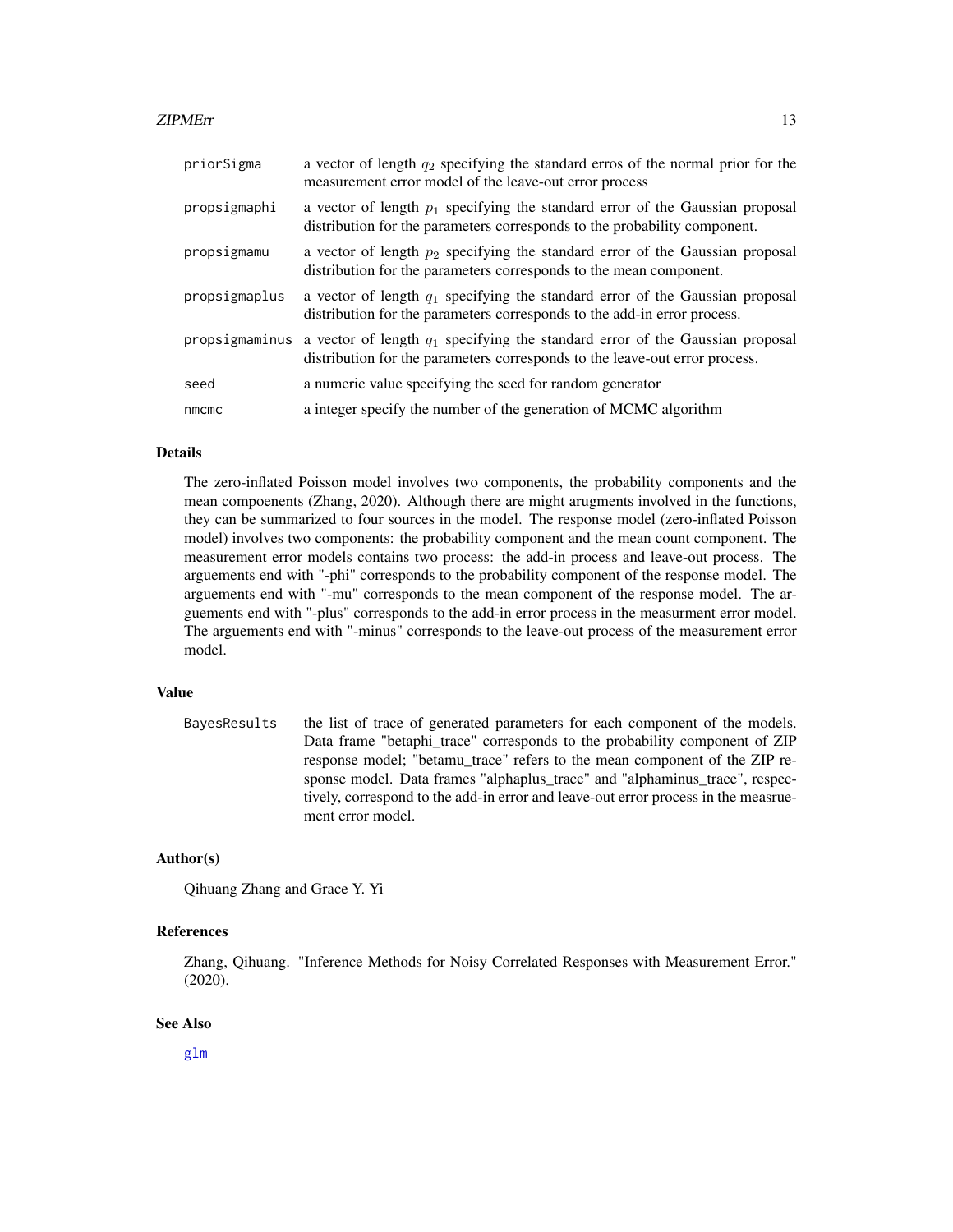| | |
|---|---|
| priorSigma | a vector of length $q_2$ specifying the standard erros of the normal prior for the measurement error model of the leave-out error process |
| propsigmaphi | a vector of length $p_1$ specifying the standard error of the Gaussian proposal distribution for the parameters corresponds to the probability component. |
| propsigmamu | a vector of length $p_2$ specifying the standard error of the Gaussian proposal distribution for the parameters corresponds to the mean component. |
| propsigmaplus | a vector of length $q_1$ specifying the standard error of the Gaussian proposal distribution for the parameters corresponds to the add-in error process. |
| propsigmaminus | a vector of length $q_1$ specifying the standard error of the Gaussian proposal distribution for the parameters corresponds to the leave-out error process. |
| seed | a numeric value specifying the seed for random generator |
| nmcmc | a integer specify the number of the generation of MCMC algorithm |

## Details

The zero-inflated Poisson model involves two components, the probability components and the mean compoenents (Zhang, 2020). Although there are might arugments involved in the functions, they can be summarized to four sources in the model. The response model (zero-inflated Poisson model) involves two components: the probability component and the mean count component. The measurement error models contains two process: the add-in process and leave-out process. The arguements end with "-phi" corresponds to the probability component of the response model. The arguements end with "-mu" corresponds to the mean component of the response model. The arguements end with "-plus" corresponds to the add-in error process in the measurment error model. The arguements end with "-minus" corresponds to the leave-out process of the measurement error model.

## Value

| | |
|---|---|
| BayesResults | the list of trace of generated parameters for each component of the models. Data frame "betaphi_trace" corresponds to the probability component of ZIP response model; "betamu_trace" refers to the mean component of the ZIP response model. Data frames "alphaplus_trace" and "alphaminus_trace", respectively, correspond to the add-in error and leave-out error process in the measruement error model. |

## Author(s)

Qihuang Zhang and Grace Y. Yi

## References

Zhang, Qihuang. "Inference Methods for Noisy Correlated Responses with Measurement Error." (2020).

## See Also

glm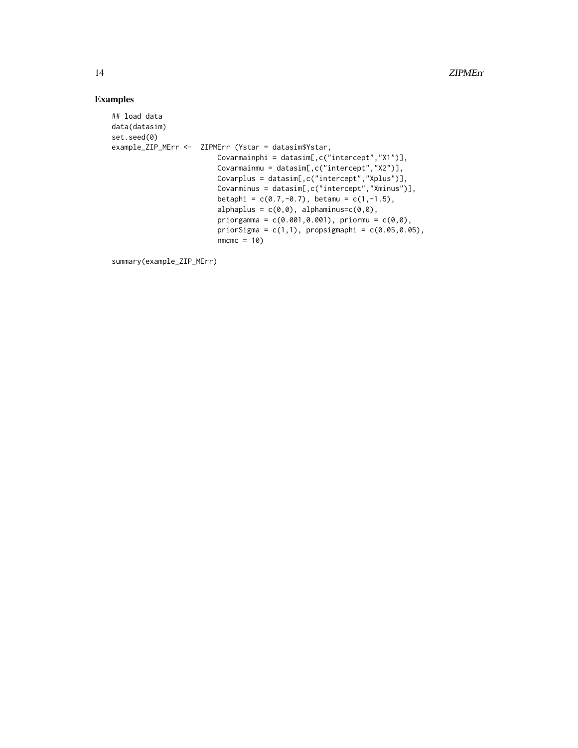## Examples

```
## load data
data(datasim)
set.seed(0)
example_ZIP_MErr <-  ZIPMErr (Ystar = datasim$Ystar,
                        Covarmainphi = datasim[,c("intercept","X1")],
                        Covarmainmu = datasim[,c("intercept","X2")],
                        Covarplus = datasim[,c("intercept","Xplus")],
                        Covarminus = datasim[,c("intercept","Xminus")],
                        betaphi = c(0.7,-0.7), betamu = c(1,-1.5),
                        alphaplus = c(0,0), alphaminus=c(0,0),
                        priorgamma = c(0.001,0.001), priormu = c(0,0),
                        priorSigma = c(1,1), propsigmaphi = c(0.05,0.05),
                        nmcmc = 10)

summary(example_ZIP_MErr)
```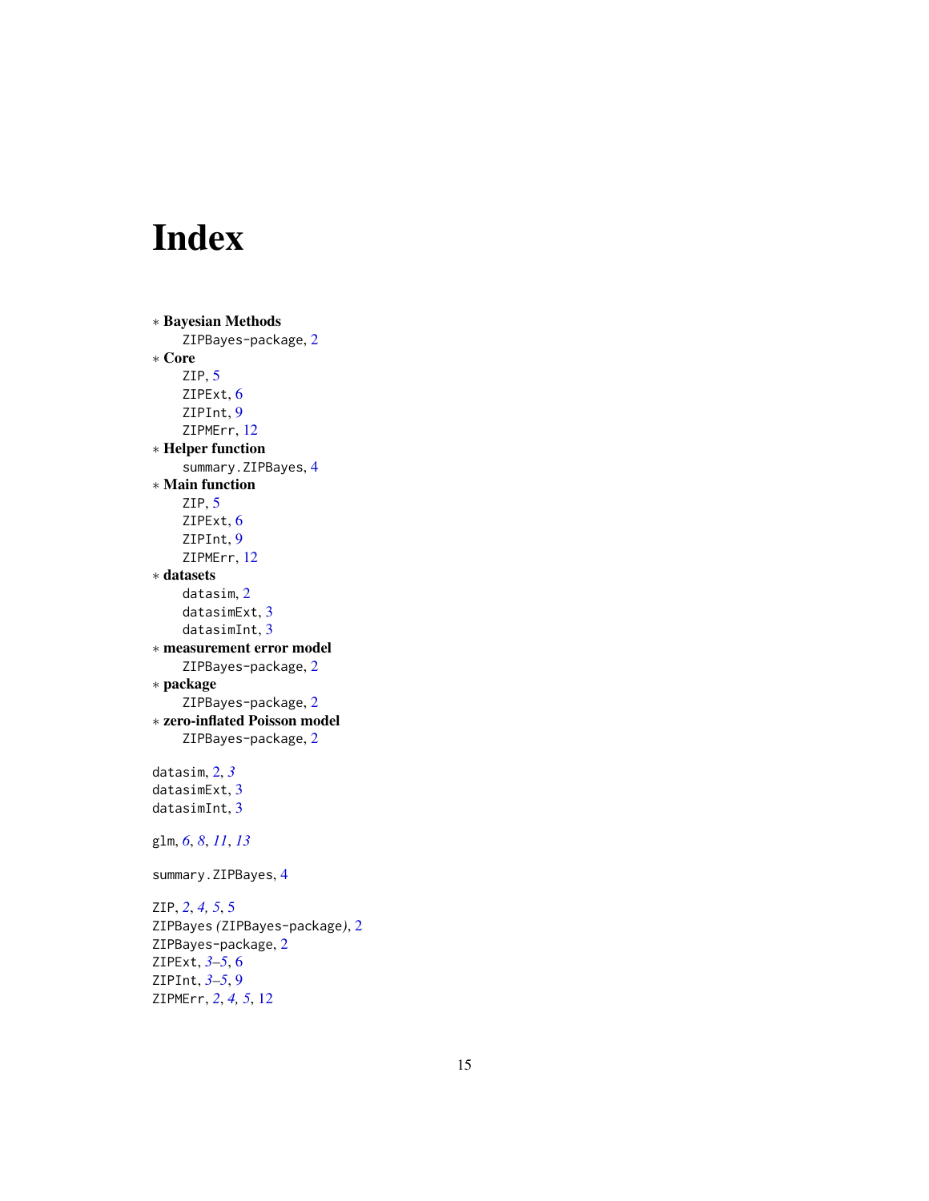# Index

∗ **Bayesian Methods**
    ZIPBayes-package, 2
∗ **Core**
    ZIP, 5
    ZIPExt, 6
    ZIPInt, 9
    ZIPMErr, 12
∗ **Helper function**
    summary.ZIPBayes, 4
∗ **Main function**
    ZIP, 5
    ZIPExt, 6
    ZIPInt, 9
    ZIPMErr, 12
∗ **datasets**
    datasim, 2
    datasimExt, 3
    datasimInt, 3
∗ **measurement error model**
    ZIPBayes-package, 2
∗ **package**
    ZIPBayes-package, 2
∗ **zero-inflated Poisson model**
    ZIPBayes-package, 2

datasim, 2, *3*
datasimExt, 3
datasimInt, 3

glm, *6*, *8*, *11*, *13*

summary.ZIPBayes, 4

ZIP, *2*, *4, 5*, 5
ZIPBayes *(*ZIPBayes-package*)*, 2
ZIPBayes-package, 2
ZIPExt, *3–5*, 6
ZIPInt, *3–5*, 9
ZIPMErr, *2*, *4, 5*, 12